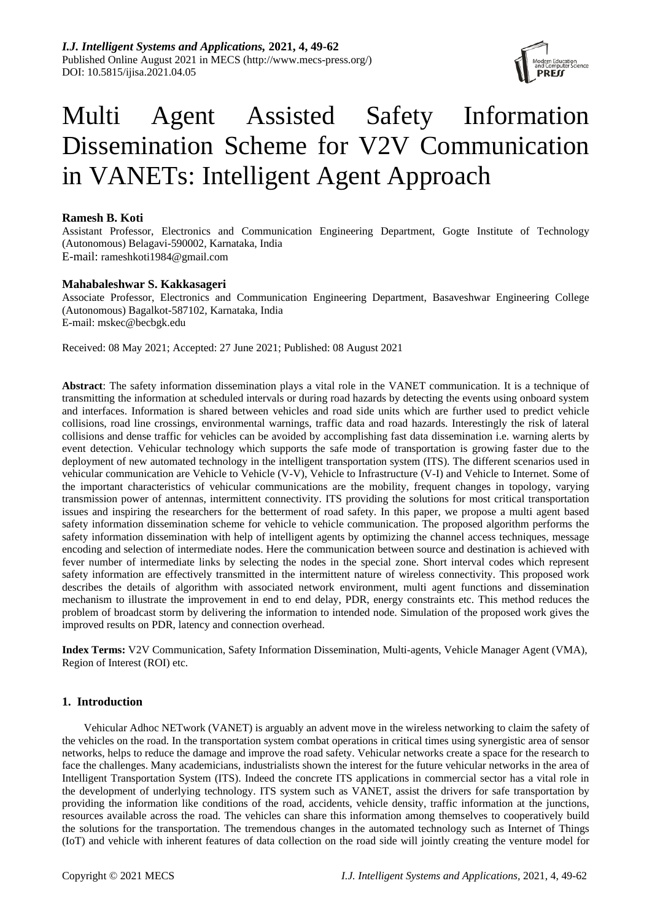# Multi Agent Assisted Safety Information Dissemination Scheme for V2V Communication in VANETs: Intelligent Agent Approach

**Ramesh B. Koti**

Assistant Professor, Electronics and Communication Engineering Department, Gogte Institute of Technology (Autonomous) Belagavi-590002, Karnataka, India
E-mail: rameshkoti1984@gmail.com

**Mahabaleshwar S. Kakkasageri**

Associate Professor, Electronics and Communication Engineering Department, Basaveshwar Engineering College (Autonomous) Bagalkot-587102, Karnataka, India
E-mail: mskec@becbgk.edu

Received: 08 May 2021; Accepted: 27 June 2021; Published: 08 August 2021

**Abstract**: The safety information dissemination plays a vital role in the VANET communication. It is a technique of transmitting the information at scheduled intervals or during road hazards by detecting the events using onboard system and interfaces. Information is shared between vehicles and road side units which are further used to predict vehicle collisions, road line crossings, environmental warnings, traffic data and road hazards. Interestingly the risk of lateral collisions and dense traffic for vehicles can be avoided by accomplishing fast data dissemination i.e. warning alerts by event detection. Vehicular technology which supports the safe mode of transportation is growing faster due to the deployment of new automated technology in the intelligent transportation system (ITS). The different scenarios used in vehicular communication are Vehicle to Vehicle (V-V), Vehicle to Infrastructure (V-I) and Vehicle to Internet. Some of the important characteristics of vehicular communications are the mobility, frequent changes in topology, varying transmission power of antennas, intermittent connectivity. ITS providing the solutions for most critical transportation issues and inspiring the researchers for the betterment of road safety. In this paper, we propose a multi agent based safety information dissemination scheme for vehicle to vehicle communication. The proposed algorithm performs the safety information dissemination with help of intelligent agents by optimizing the channel access techniques, message encoding and selection of intermediate nodes. Here the communication between source and destination is achieved with fever number of intermediate links by selecting the nodes in the special zone. Short interval codes which represent safety information are effectively transmitted in the intermittent nature of wireless connectivity. This proposed work describes the details of algorithm with associated network environment, multi agent functions and dissemination mechanism to illustrate the improvement in end to end delay, PDR, energy constraints etc. This method reduces the problem of broadcast storm by delivering the information to intended node. Simulation of the proposed work gives the improved results on PDR, latency and connection overhead.

**Index Terms:** V2V Communication, Safety Information Dissemination, Multi-agents, Vehicle Manager Agent (VMA), Region of Interest (ROI) etc.

## 1. Introduction

Vehicular Adhoc NETwork (VANET) is arguably an advent move in the wireless networking to claim the safety of the vehicles on the road. In the transportation system combat operations in critical times using synergistic area of sensor networks, helps to reduce the damage and improve the road safety. Vehicular networks create a space for the research to face the challenges. Many academicians, industrialists shown the interest for the future vehicular networks in the area of Intelligent Transportation System (ITS). Indeed the concrete ITS applications in commercial sector has a vital role in the development of underlying technology. ITS system such as VANET, assist the drivers for safe transportation by providing the information like conditions of the road, accidents, vehicle density, traffic information at the junctions, resources available across the road. The vehicles can share this information among themselves to cooperatively build the solutions for the transportation. The tremendous changes in the automated technology such as Internet of Things (IoT) and vehicle with inherent features of data collection on the road side will jointly creating the venture model for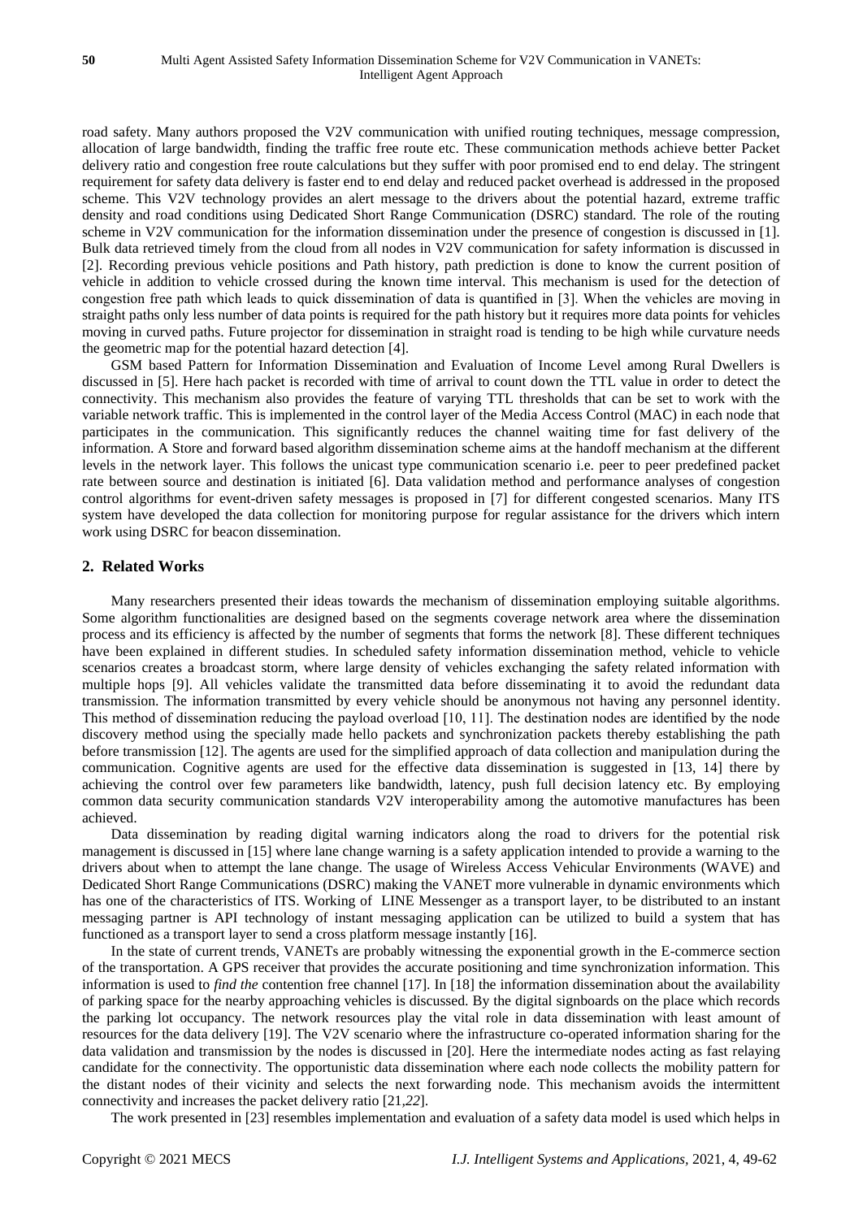road safety. Many authors proposed the V2V communication with unified routing techniques, message compression, allocation of large bandwidth, finding the traffic free route etc. These communication methods achieve better Packet delivery ratio and congestion free route calculations but they suffer with poor promised end to end delay. The stringent requirement for safety data delivery is faster end to end delay and reduced packet overhead is addressed in the proposed scheme. This V2V technology provides an alert message to the drivers about the potential hazard, extreme traffic density and road conditions using Dedicated Short Range Communication (DSRC) standard. The role of the routing scheme in V2V communication for the information dissemination under the presence of congestion is discussed in [1]. Bulk data retrieved timely from the cloud from all nodes in V2V communication for safety information is discussed in [2]. Recording previous vehicle positions and Path history, path prediction is done to know the current position of vehicle in addition to vehicle crossed during the known time interval. This mechanism is used for the detection of congestion free path which leads to quick dissemination of data is quantified in [3]. When the vehicles are moving in straight paths only less number of data points is required for the path history but it requires more data points for vehicles moving in curved paths. Future projector for dissemination in straight road is tending to be high while curvature needs the geometric map for the potential hazard detection [4].

GSM based Pattern for Information Dissemination and Evaluation of Income Level among Rural Dwellers is discussed in [5]. Here hach packet is recorded with time of arrival to count down the TTL value in order to detect the connectivity. This mechanism also provides the feature of varying TTL thresholds that can be set to work with the variable network traffic. This is implemented in the control layer of the Media Access Control (MAC) in each node that participates in the communication. This significantly reduces the channel waiting time for fast delivery of the information. A Store and forward based algorithm dissemination scheme aims at the handoff mechanism at the different levels in the network layer. This follows the unicast type communication scenario i.e. peer to peer predefined packet rate between source and destination is initiated [6]. Data validation method and performance analyses of congestion control algorithms for event-driven safety messages is proposed in [7] for different congested scenarios. Many ITS system have developed the data collection for monitoring purpose for regular assistance for the drivers which intern work using DSRC for beacon dissemination.

## 2. Related Works

Many researchers presented their ideas towards the mechanism of dissemination employing suitable algorithms. Some algorithm functionalities are designed based on the segments coverage network area where the dissemination process and its efficiency is affected by the number of segments that forms the network [8]. These different techniques have been explained in different studies. In scheduled safety information dissemination method, vehicle to vehicle scenarios creates a broadcast storm, where large density of vehicles exchanging the safety related information with multiple hops [9]. All vehicles validate the transmitted data before disseminating it to avoid the redundant data transmission. The information transmitted by every vehicle should be anonymous not having any personnel identity. This method of dissemination reducing the payload overload [10, 11]. The destination nodes are identified by the node discovery method using the specially made hello packets and synchronization packets thereby establishing the path before transmission [12]. The agents are used for the simplified approach of data collection and manipulation during the communication. Cognitive agents are used for the effective data dissemination is suggested in [13, 14] there by achieving the control over few parameters like bandwidth, latency, push full decision latency etc. By employing common data security communication standards V2V interoperability among the automotive manufactures has been achieved.

Data dissemination by reading digital warning indicators along the road to drivers for the potential risk management is discussed in [15] where lane change warning is a safety application intended to provide a warning to the drivers about when to attempt the lane change. The usage of Wireless Access Vehicular Environments (WAVE) and Dedicated Short Range Communications (DSRC) making the VANET more vulnerable in dynamic environments which has one of the characteristics of ITS. Working of LINE Messenger as a transport layer, to be distributed to an instant messaging partner is API technology of instant messaging application can be utilized to build a system that has functioned as a transport layer to send a cross platform message instantly [16].

In the state of current trends, VANETs are probably witnessing the exponential growth in the E-commerce section of the transportation. A GPS receiver that provides the accurate positioning and time synchronization information. This information is used to *find the* contention free channel [17]. In [18] the information dissemination about the availability of parking space for the nearby approaching vehicles is discussed. By the digital signboards on the place which records the parking lot occupancy. The network resources play the vital role in data dissemination with least amount of resources for the data delivery [19]. The V2V scenario where the infrastructure co-operated information sharing for the data validation and transmission by the nodes is discussed in [20]. Here the intermediate nodes acting as fast relaying candidate for the connectivity. The opportunistic data dissemination where each node collects the mobility pattern for the distant nodes of their vicinity and selects the next forwarding node. This mechanism avoids the intermittent connectivity and increases the packet delivery ratio [21,*22*].

The work presented in [23] resembles implementation and evaluation of a safety data model is used which helps in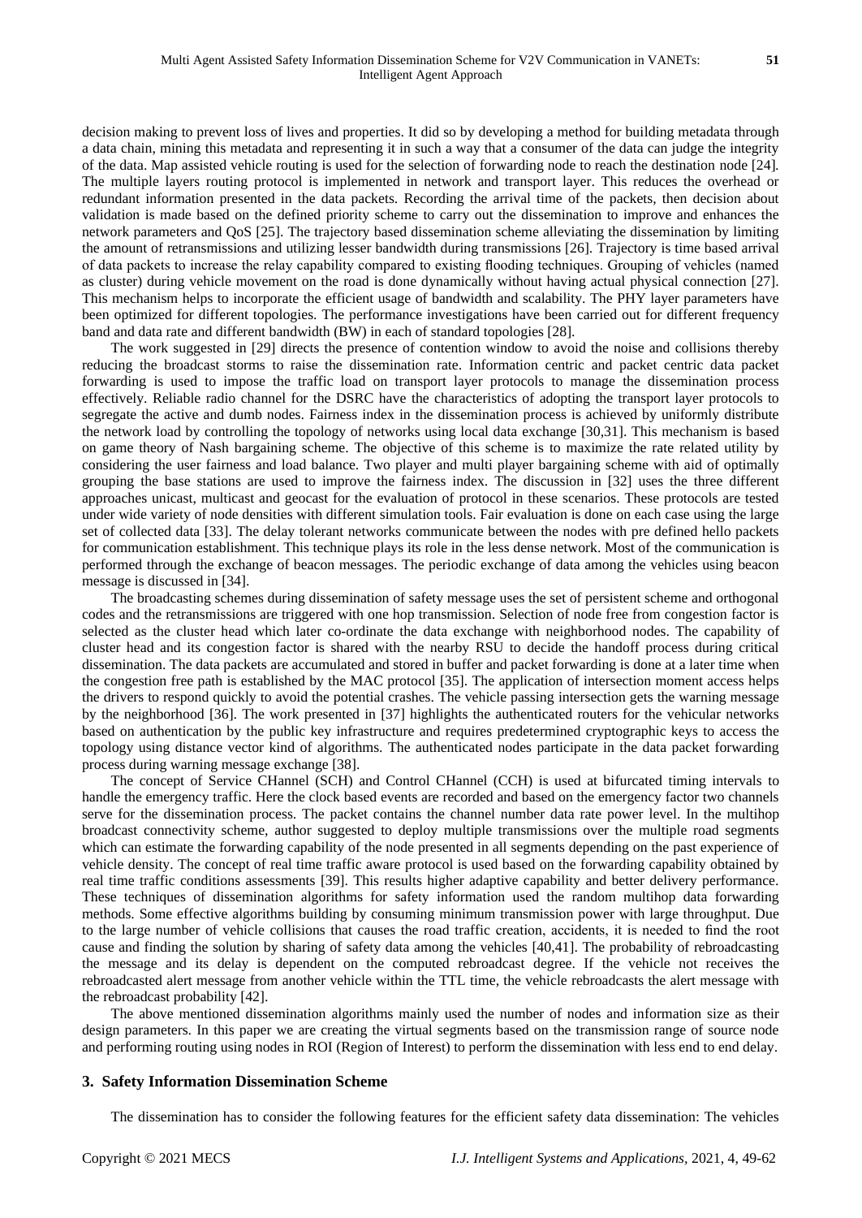decision making to prevent loss of lives and properties. It did so by developing a method for building metadata through a data chain, mining this metadata and representing it in such a way that a consumer of the data can judge the integrity of the data. Map assisted vehicle routing is used for the selection of forwarding node to reach the destination node [24]. The multiple layers routing protocol is implemented in network and transport layer. This reduces the overhead or redundant information presented in the data packets. Recording the arrival time of the packets, then decision about validation is made based on the defined priority scheme to carry out the dissemination to improve and enhances the network parameters and QoS [25]. The trajectory based dissemination scheme alleviating the dissemination by limiting the amount of retransmissions and utilizing lesser bandwidth during transmissions [26]. Trajectory is time based arrival of data packets to increase the relay capability compared to existing flooding techniques. Grouping of vehicles (named as cluster) during vehicle movement on the road is done dynamically without having actual physical connection [27]. This mechanism helps to incorporate the efficient usage of bandwidth and scalability. The PHY layer parameters have been optimized for different topologies. The performance investigations have been carried out for different frequency band and data rate and different bandwidth (BW) in each of standard topologies [28].

The work suggested in [29] directs the presence of contention window to avoid the noise and collisions thereby reducing the broadcast storms to raise the dissemination rate. Information centric and packet centric data packet forwarding is used to impose the traffic load on transport layer protocols to manage the dissemination process effectively. Reliable radio channel for the DSRC have the characteristics of adopting the transport layer protocols to segregate the active and dumb nodes. Fairness index in the dissemination process is achieved by uniformly distribute the network load by controlling the topology of networks using local data exchange [30,31]. This mechanism is based on game theory of Nash bargaining scheme. The objective of this scheme is to maximize the rate related utility by considering the user fairness and load balance. Two player and multi player bargaining scheme with aid of optimally grouping the base stations are used to improve the fairness index. The discussion in [32] uses the three different approaches unicast, multicast and geocast for the evaluation of protocol in these scenarios. These protocols are tested under wide variety of node densities with different simulation tools. Fair evaluation is done on each case using the large set of collected data [33]. The delay tolerant networks communicate between the nodes with pre defined hello packets for communication establishment. This technique plays its role in the less dense network. Most of the communication is performed through the exchange of beacon messages. The periodic exchange of data among the vehicles using beacon message is discussed in [34].

The broadcasting schemes during dissemination of safety message uses the set of persistent scheme and orthogonal codes and the retransmissions are triggered with one hop transmission. Selection of node free from congestion factor is selected as the cluster head which later co-ordinate the data exchange with neighborhood nodes. The capability of cluster head and its congestion factor is shared with the nearby RSU to decide the handoff process during critical dissemination. The data packets are accumulated and stored in buffer and packet forwarding is done at a later time when the congestion free path is established by the MAC protocol [35]. The application of intersection moment access helps the drivers to respond quickly to avoid the potential crashes. The vehicle passing intersection gets the warning message by the neighborhood [36]. The work presented in [37] highlights the authenticated routers for the vehicular networks based on authentication by the public key infrastructure and requires predetermined cryptographic keys to access the topology using distance vector kind of algorithms. The authenticated nodes participate in the data packet forwarding process during warning message exchange [38].

The concept of Service CHannel (SCH) and Control CHannel (CCH) is used at bifurcated timing intervals to handle the emergency traffic. Here the clock based events are recorded and based on the emergency factor two channels serve for the dissemination process. The packet contains the channel number data rate power level. In the multihop broadcast connectivity scheme, author suggested to deploy multiple transmissions over the multiple road segments which can estimate the forwarding capability of the node presented in all segments depending on the past experience of vehicle density. The concept of real time traffic aware protocol is used based on the forwarding capability obtained by real time traffic conditions assessments [39]. This results higher adaptive capability and better delivery performance. These techniques of dissemination algorithms for safety information used the random multihop data forwarding methods. Some effective algorithms building by consuming minimum transmission power with large throughput. Due to the large number of vehicle collisions that causes the road traffic creation, accidents, it is needed to find the root cause and finding the solution by sharing of safety data among the vehicles [40,41]. The probability of rebroadcasting the message and its delay is dependent on the computed rebroadcast degree. If the vehicle not receives the rebroadcasted alert message from another vehicle within the TTL time, the vehicle rebroadcasts the alert message with the rebroadcast probability [42].

The above mentioned dissemination algorithms mainly used the number of nodes and information size as their design parameters. In this paper we are creating the virtual segments based on the transmission range of source node and performing routing using nodes in ROI (Region of Interest) to perform the dissemination with less end to end delay.

## 3. Safety Information Dissemination Scheme

The dissemination has to consider the following features for the efficient safety data dissemination: The vehicles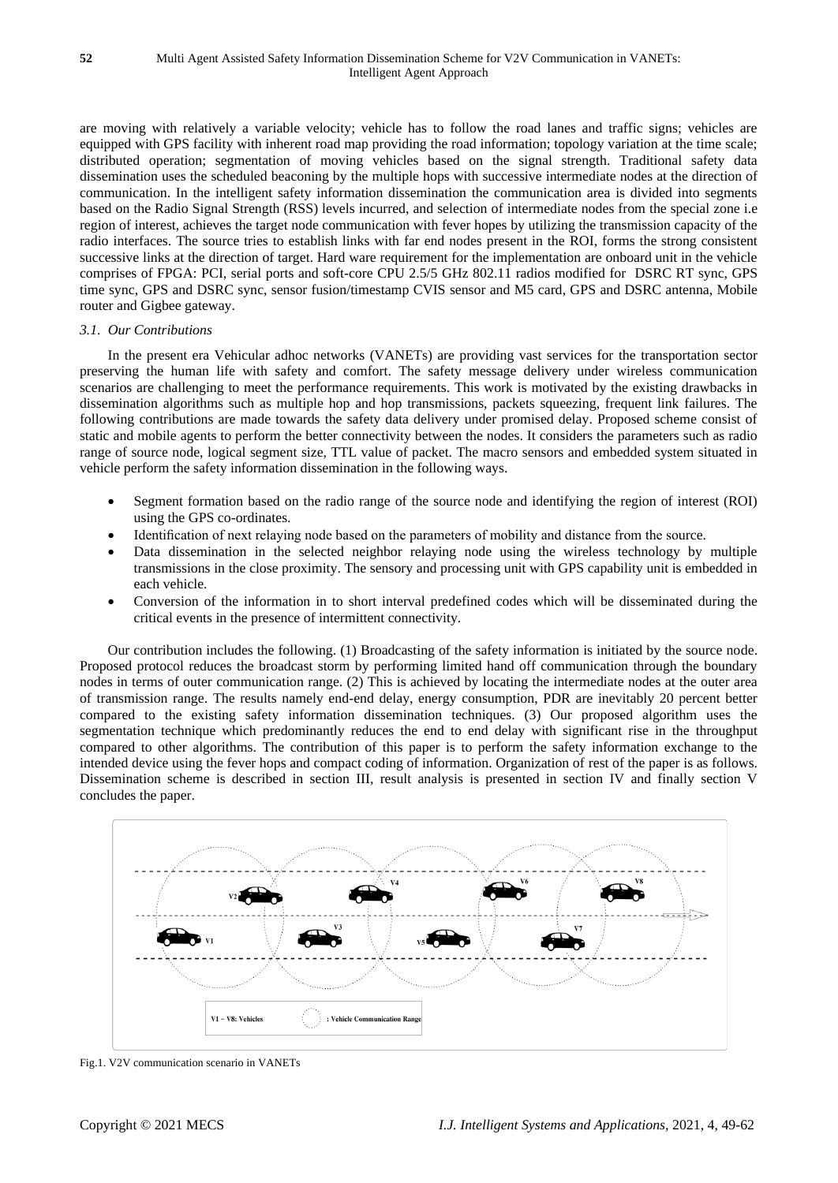are moving with relatively a variable velocity; vehicle has to follow the road lanes and traffic signs; vehicles are equipped with GPS facility with inherent road map providing the road information; topology variation at the time scale; distributed operation; segmentation of moving vehicles based on the signal strength. Traditional safety data dissemination uses the scheduled beaconing by the multiple hops with successive intermediate nodes at the direction of communication. In the intelligent safety information dissemination the communication area is divided into segments based on the Radio Signal Strength (RSS) levels incurred, and selection of intermediate nodes from the special zone i.e region of interest, achieves the target node communication with fever hopes by utilizing the transmission capacity of the radio interfaces. The source tries to establish links with far end nodes present in the ROI, forms the strong consistent successive links at the direction of target. Hard ware requirement for the implementation are onboard unit in the vehicle comprises of FPGA: PCI, serial ports and soft-core CPU 2.5/5 GHz 802.11 radios modified for DSRC RT sync, GPS time sync, GPS and DSRC sync, sensor fusion/timestamp CVIS sensor and M5 card, GPS and DSRC antenna, Mobile router and Gigbee gateway.

### *3.1. Our Contributions*

In the present era Vehicular adhoc networks (VANETs) are providing vast services for the transportation sector preserving the human life with safety and comfort. The safety message delivery under wireless communication scenarios are challenging to meet the performance requirements. This work is motivated by the existing drawbacks in dissemination algorithms such as multiple hop and hop transmissions, packets squeezing, frequent link failures. The following contributions are made towards the safety data delivery under promised delay. Proposed scheme consist of static and mobile agents to perform the better connectivity between the nodes. It considers the parameters such as radio range of source node, logical segment size, TTL value of packet. The macro sensors and embedded system situated in vehicle perform the safety information dissemination in the following ways.

- Segment formation based on the radio range of the source node and identifying the region of interest (ROI) using the GPS co-ordinates.
- Identification of next relaying node based on the parameters of mobility and distance from the source.
- Data dissemination in the selected neighbor relaying node using the wireless technology by multiple transmissions in the close proximity. The sensory and processing unit with GPS capability unit is embedded in each vehicle.
- Conversion of the information in to short interval predefined codes which will be disseminated during the critical events in the presence of intermittent connectivity.

Our contribution includes the following. (1) Broadcasting of the safety information is initiated by the source node. Proposed protocol reduces the broadcast storm by performing limited hand off communication through the boundary nodes in terms of outer communication range. (2) This is achieved by locating the intermediate nodes at the outer area of transmission range. The results namely end-end delay, energy consumption, PDR are inevitably 20 percent better compared to the existing safety information dissemination techniques. (3) Our proposed algorithm uses the segmentation technique which predominantly reduces the end to end delay with significant rise in the throughput compared to other algorithms. The contribution of this paper is to perform the safety information exchange to the intended device using the fever hops and compact coding of information. Organization of rest of the paper is as follows. Dissemination scheme is described in section III, result analysis is presented in section IV and finally section V concludes the paper.

Fig.1. V2V communication scenario in VANETs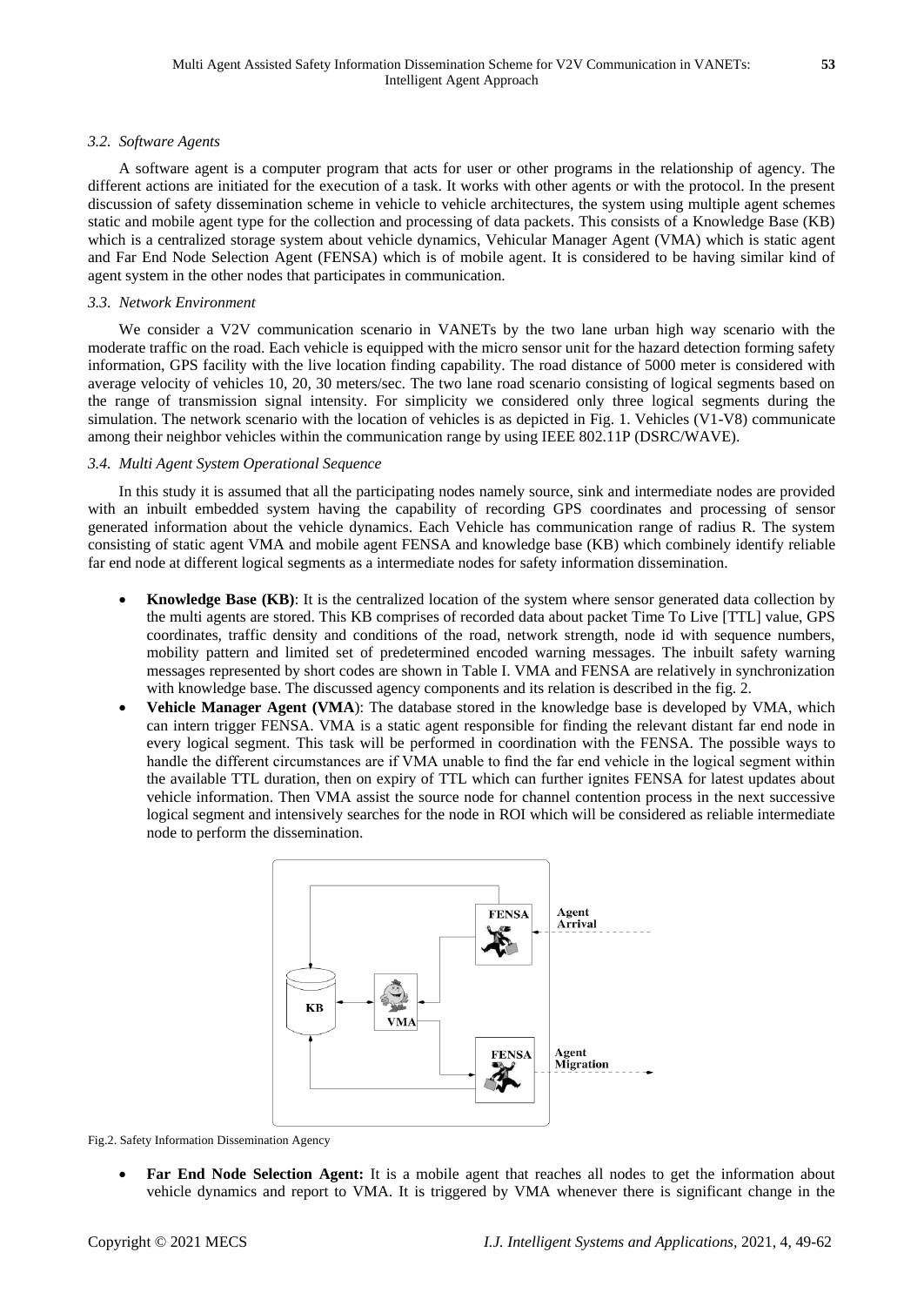### 3.2. Software Agents

A software agent is a computer program that acts for user or other programs in the relationship of agency. The different actions are initiated for the execution of a task. It works with other agents or with the protocol. In the present discussion of safety dissemination scheme in vehicle to vehicle architectures, the system using multiple agent schemes static and mobile agent type for the collection and processing of data packets. This consists of a Knowledge Base (KB) which is a centralized storage system about vehicle dynamics, Vehicular Manager Agent (VMA) which is static agent and Far End Node Selection Agent (FENSA) which is of mobile agent. It is considered to be having similar kind of agent system in the other nodes that participates in communication.

### 3.3. Network Environment

We consider a V2V communication scenario in VANETs by the two lane urban high way scenario with the moderate traffic on the road. Each vehicle is equipped with the micro sensor unit for the hazard detection forming safety information, GPS facility with the live location finding capability. The road distance of 5000 meter is considered with average velocity of vehicles 10, 20, 30 meters/sec. The two lane road scenario consisting of logical segments based on the range of transmission signal intensity. For simplicity we considered only three logical segments during the simulation. The network scenario with the location of vehicles is as depicted in Fig. 1. Vehicles (V1-V8) communicate among their neighbor vehicles within the communication range by using IEEE 802.11P (DSRC/WAVE).

### 3.4. Multi Agent System Operational Sequence

In this study it is assumed that all the participating nodes namely source, sink and intermediate nodes are provided with an inbuilt embedded system having the capability of recording GPS coordinates and processing of sensor generated information about the vehicle dynamics. Each Vehicle has communication range of radius R. The system consisting of static agent VMA and mobile agent FENSA and knowledge base (KB) which combinely identify reliable far end node at different logical segments as a intermediate nodes for safety information dissemination.

- **Knowledge Base (KB)**: It is the centralized location of the system where sensor generated data collection by the multi agents are stored. This KB comprises of recorded data about packet Time To Live [TTL] value, GPS coordinates, traffic density and conditions of the road, network strength, node id with sequence numbers, mobility pattern and limited set of predetermined encoded warning messages. The inbuilt safety warning messages represented by short codes are shown in Table I. VMA and FENSA are relatively in synchronization with knowledge base. The discussed agency components and its relation is described in the fig. 2.
- **Vehicle Manager Agent (VMA)**: The database stored in the knowledge base is developed by VMA, which can intern trigger FENSA. VMA is a static agent responsible for finding the relevant distant far end node in every logical segment. This task will be performed in coordination with the FENSA. The possible ways to handle the different circumstances are if VMA unable to find the far end vehicle in the logical segment within the available TTL duration, then on expiry of TTL which can further ignites FENSA for latest updates about vehicle information. Then VMA assist the source node for channel contention process in the next successive logical segment and intensively searches for the node in ROI which will be considered as reliable intermediate node to perform the dissemination.

Fig.2. Safety Information Dissemination Agency

- **Far End Node Selection Agent:** It is a mobile agent that reaches all nodes to get the information about vehicle dynamics and report to VMA. It is triggered by VMA whenever there is significant change in the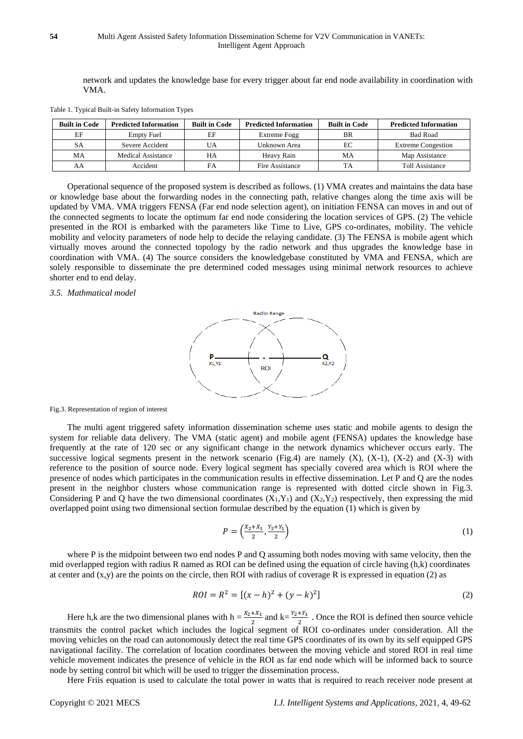network and updates the knowledge base for every trigger about far end node availability in coordination with VMA.

Table 1. Typical Built-in Safety Information Types

| Built in Code | Predicted Information | Built in Code | Predicted Information | Built in Code | Predicted Information |
|---|---|---|---|---|---|
| EF | Empty Fuel | EF | Extreme Fogg | BR | Bad Road |
| SA | Severe Accident | UA | Unknown Area | EC | Extreme Congestion |
| MA | Medical Assistance | HA | Heavy Rain | MA | Map Assistance |
| AA | Accident | FA | Fire Assistance | TA | Toll Assistance |

Operational sequence of the proposed system is described as follows. (1) VMA creates and maintains the data base or knowledge base about the forwarding nodes in the connecting path, relative changes along the time axis will be updated by VMA. VMA triggers FENSA (Far end node selection agent), on initiation FENSA can moves in and out of the connected segments to locate the optimum far end node considering the location services of GPS. (2) The vehicle presented in the ROI is embarked with the parameters like Time to Live, GPS co-ordinates, mobility. The vehicle mobility and velocity parameters of node help to decide the relaying candidate. (3) The FENSA is mobile agent which virtually moves around the connected topology by the radio network and thus upgrades the knowledge base in coordination with VMA. (4) The source considers the knowledgebase constituted by VMA and FENSA, which are solely responsible to disseminate the pre determined coded messages using minimal network resources to achieve shorter end to end delay.

### *3.5. Mathmatical model*

Fig.3. Representation of region of interest

The multi agent triggered safety information dissemination scheme uses static and mobile agents to design the system for reliable data delivery. The VMA (static agent) and mobile agent (FENSA) updates the knowledge base frequently at the rate of 120 sec or any significant change in the network dynamics whichever occurs early. The successive logical segments present in the network scenario (Fig.4) are namely (X), (X-1), (X-2) and (X-3) with reference to the position of source node. Every logical segment has specially covered area which is ROI where the presence of nodes which participates in the communication results in effective dissemination. Let P and Q are the nodes present in the neighbor clusters whose communication range is represented with dotted circle shown in Fig.3. Considering P and Q have the two dimensional coordinates $(X_1,Y_1)$ and $(X_2,Y_2)$ respectively, then expressing the mid overlapped point using two dimensional section formulae described by the equation (1) which is given by

$$P = \left(\frac{X_2+X_1}{2}, \frac{Y_2+Y_1}{2}\right) \tag{1}$$

where P is the midpoint between two end nodes P and Q assuming both nodes moving with same velocity, then the mid overlapped region with radius R named as ROI can be defined using the equation of circle having (h,k) coordinates at center and (x,y) are the points on the circle, then ROI with radius of coverage R is expressed in equation (2) as

$$ROI = R^2 = [(x-h)^2 + (y-k)^2] \tag{2}$$

Here h,k are the two dimensional planes with h $= \frac{X_2+X_1}{2}$ and k$= \frac{Y_2+Y_1}{2}$ . Once the ROI is defined then source vehicle transmits the control packet which includes the logical segment of ROI co-ordinates under consideration. All the moving vehicles on the road can autonomously detect the real time GPS coordinates of its own by its self equipped GPS navigational facility. The correlation of location coordinates between the moving vehicle and stored ROI in real time vehicle movement indicates the presence of vehicle in the ROI as far end node which will be informed back to source node by setting control bit which will be used to trigger the dissemination process.

Here Friis equation is used to calculate the total power in watts that is required to reach receiver node present at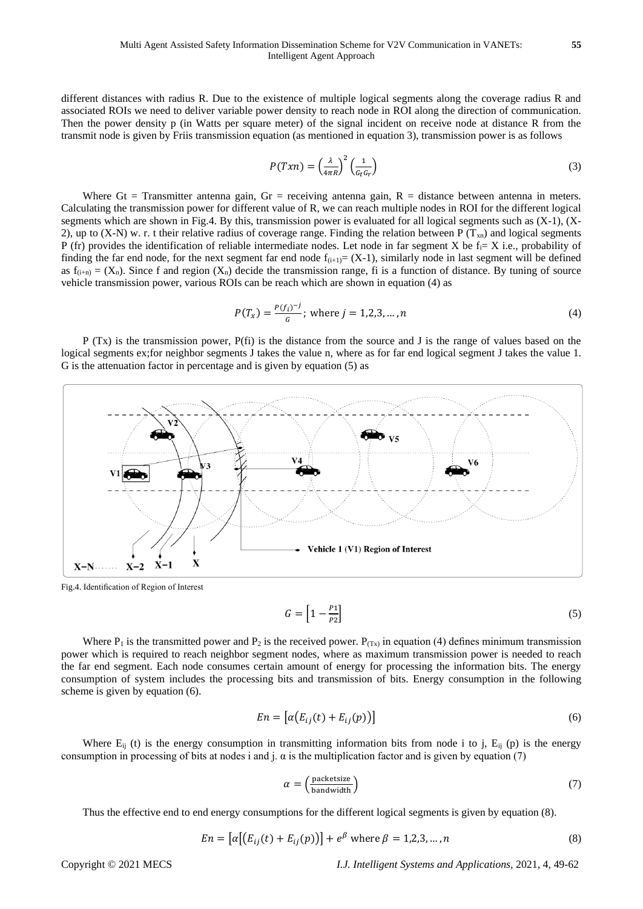different distances with radius R. Due to the existence of multiple logical segments along the coverage radius R and associated ROIs we need to deliver variable power density to reach node in ROI along the direction of communication. Then the power density p (in Watts per square meter) of the signal incident on receive node at distance R from the transmit node is given by Friis transmission equation (as mentioned in equation 3), transmission power is as follows

$$P(Txn) = \left(\frac{\lambda}{4\pi R}\right)^2 \left(\frac{1}{G_t G_r}\right) \tag{3}$$

Where Gt = Transmitter antenna gain, Gr = receiving antenna gain, R = distance between antenna in meters. Calculating the transmission power for different value of R, we can reach multiple nodes in ROI for the different logical segments which are shown in Fig.4. By this, transmission power is evaluated for all logical segments such as (X-1), (X-2), up to (X-N) w. r. t their relative radius of coverage range. Finding the relation between P ($T_{xn}$) and logical segments P (fr) provides the identification of reliable intermediate nodes. Let node in far segment X be $f_i$= X i.e., probability of finding the far end node, for the next segment far end node $f_{(i+1)}$= (X-1), similarly node in last segment will be defined as $f_{(i+n)}$ = ($X_n$). Since f and region ($X_n$) decide the transmission range, fi is a function of distance. By tuning of source vehicle transmission power, various ROIs can be reach which are shown in equation (4) as

$$P(T_x) = \frac{P(f_i)^{-j}}{G}; \text{ where } j = 1,2,3,\ldots,n \tag{4}$$

P (Tx) is the transmission power, P(fi) is the distance from the source and J is the range of values based on the logical segments ex;for neighbor segments J takes the value n, where as for far end logical segment J takes the value 1. G is the attenuation factor in percentage and is given by equation (5) as

Fig.4. Identification of Region of Interest

$$G = \left[1 - \frac{P1}{P2}\right] \tag{5}$$

Where $P_1$ is the transmitted power and $P_2$ is the received power. $P_{(Tx)}$ in equation (4) defines minimum transmission power which is required to reach neighbor segment nodes, where as maximum transmission power is needed to reach the far end segment. Each node consumes certain amount of energy for processing the information bits. The energy consumption of system includes the processing bits and transmission of bits. Energy consumption in the following scheme is given by equation (6).

$$En = \left[\alpha\left(E_{ij}(t) + E_{ij}(p)\right)\right] \tag{6}$$

Where $E_{ij}$ (t) is the energy consumption in transmitting information bits from node i to j, $E_{ij}$ (p) is the energy consumption in processing of bits at nodes i and j. α is the multiplication factor and is given by equation (7)

$$\alpha = \left(\frac{\text{packetsize}}{\text{bandwidth}}\right) \tag{7}$$

Thus the effective end to end energy consumptions for the different logical segments is given by equation (8).

$$En = \left[\alpha\left[\left(E_{ij}(t) + E_{ij}(p)\right)\right]\right] + e^{\beta} \text{ where } \beta = 1,2,3,\ldots,n \tag{8}$$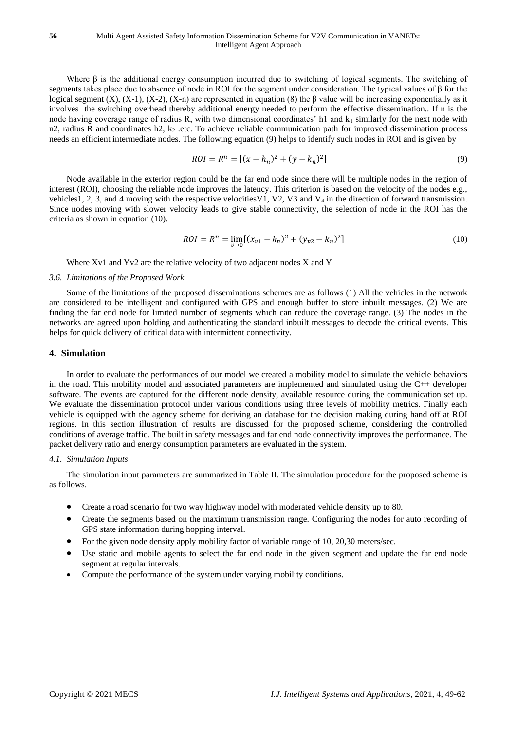Where β is the additional energy consumption incurred due to switching of logical segments. The switching of segments takes place due to absence of node in ROI for the segment under consideration. The typical values of β for the logical segment (X), (X-1), (X-2), (X-n) are represented in equation (8) the β value will be increasing exponentially as it involves the switching overhead thereby additional energy needed to perform the effective dissemination.. If n is the node having coverage range of radius R, with two dimensional coordinates' h1 and $k_1$ similarly for the next node with n2, radius R and coordinates h2, $k_2$ .etc. To achieve reliable communication path for improved dissemination process needs an efficient intermediate nodes. The following equation (9) helps to identify such nodes in ROI and is given by

$$ROI = R^n = [(x - h_n)^2 + (y - k_n)^2] \tag{9}$$

Node available in the exterior region could be the far end node since there will be multiple nodes in the region of interest (ROI), choosing the reliable node improves the latency. This criterion is based on the velocity of the nodes e.g., vehicles1, 2, 3, and 4 moving with the respective velocitiesV1, V2, V3 and $V_4$ in the direction of forward transmission. Since nodes moving with slower velocity leads to give stable connectivity, the selection of node in the ROI has the criteria as shown in equation (10).

$$ROI = R^n = \lim_{v \to 0} [(x_{v1} - h_n)^2 + (y_{v2} - k_n)^2] \tag{10}$$

Where Xv1 and Yv2 are the relative velocity of two adjacent nodes X and Y

### *3.6. Limitations of the Proposed Work*

Some of the limitations of the proposed disseminations schemes are as follows (1) All the vehicles in the network are considered to be intelligent and configured with GPS and enough buffer to store inbuilt messages. (2) We are finding the far end node for limited number of segments which can reduce the coverage range. (3) The nodes in the networks are agreed upon holding and authenticating the standard inbuilt messages to decode the critical events. This helps for quick delivery of critical data with intermittent connectivity.

## 4. Simulation

In order to evaluate the performances of our model we created a mobility model to simulate the vehicle behaviors in the road. This mobility model and associated parameters are implemented and simulated using the C++ developer software. The events are captured for the different node density, available resource during the communication set up. We evaluate the dissemination protocol under various conditions using three levels of mobility metrics. Finally each vehicle is equipped with the agency scheme for deriving an database for the decision making during hand off at ROI regions. In this section illustration of results are discussed for the proposed scheme, considering the controlled conditions of average traffic. The built in safety messages and far end node connectivity improves the performance. The packet delivery ratio and energy consumption parameters are evaluated in the system.

### *4.1. Simulation Inputs*

The simulation input parameters are summarized in Table II. The simulation procedure for the proposed scheme is as follows.

- Create a road scenario for two way highway model with moderated vehicle density up to 80.
- Create the segments based on the maximum transmission range. Configuring the nodes for auto recording of GPS state information during hopping interval.
- For the given node density apply mobility factor of variable range of 10, 20,30 meters/sec.
- Use static and mobile agents to select the far end node in the given segment and update the far end node segment at regular intervals.
- Compute the performance of the system under varying mobility conditions.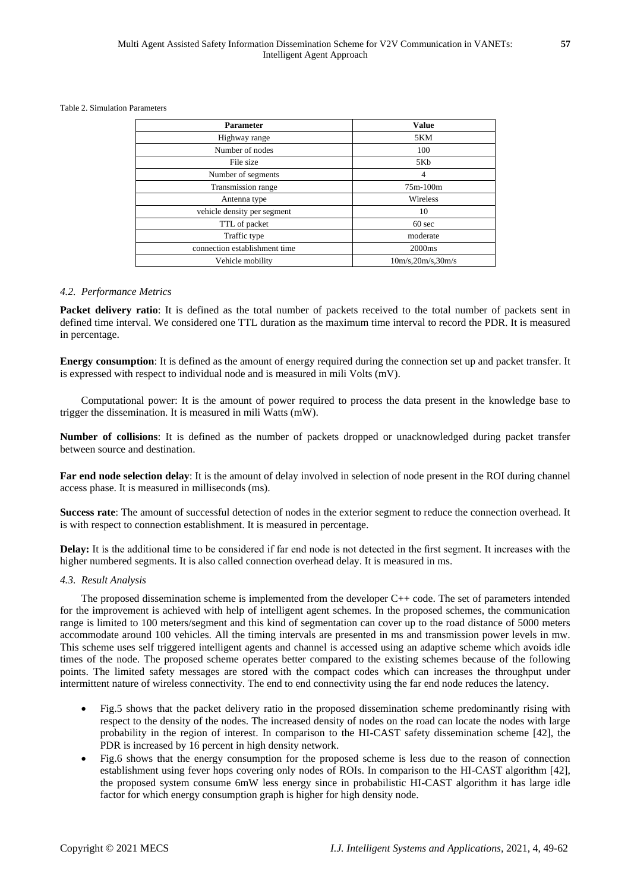Table 2. Simulation Parameters

| Parameter | Value |
| --- | --- |
| Highway range | 5KM |
| Number of nodes | 100 |
| File size | 5Kb |
| Number of segments | 4 |
| Transmission range | 75m-100m |
| Antenna type | Wireless |
| vehicle density per segment | 10 |
| TTL of packet | 60 sec |
| Traffic type | moderate |
| connection establishment time | 2000ms |
| Vehicle mobility | 10m/s,20m/s,30m/s |

### *4.2. Performance Metrics*

**Packet delivery ratio**: It is defined as the total number of packets received to the total number of packets sent in defined time interval. We considered one TTL duration as the maximum time interval to record the PDR. It is measured in percentage.

**Energy consumption**: It is defined as the amount of energy required during the connection set up and packet transfer. It is expressed with respect to individual node and is measured in mili Volts (mV).

Computational power: It is the amount of power required to process the data present in the knowledge base to trigger the dissemination. It is measured in mili Watts (mW).

**Number of collisions**: It is defined as the number of packets dropped or unacknowledged during packet transfer between source and destination.

**Far end node selection delay**: It is the amount of delay involved in selection of node present in the ROI during channel access phase. It is measured in milliseconds (ms).

**Success rate**: The amount of successful detection of nodes in the exterior segment to reduce the connection overhead. It is with respect to connection establishment. It is measured in percentage.

**Delay:** It is the additional time to be considered if far end node is not detected in the first segment. It increases with the higher numbered segments. It is also called connection overhead delay. It is measured in ms.

### *4.3. Result Analysis*

The proposed dissemination scheme is implemented from the developer C++ code. The set of parameters intended for the improvement is achieved with help of intelligent agent schemes. In the proposed schemes, the communication range is limited to 100 meters/segment and this kind of segmentation can cover up to the road distance of 5000 meters accommodate around 100 vehicles. All the timing intervals are presented in ms and transmission power levels in mw. This scheme uses self triggered intelligent agents and channel is accessed using an adaptive scheme which avoids idle times of the node. The proposed scheme operates better compared to the existing schemes because of the following points. The limited safety messages are stored with the compact codes which can increases the throughput under intermittent nature of wireless connectivity. The end to end connectivity using the far end node reduces the latency.

- Fig.5 shows that the packet delivery ratio in the proposed dissemination scheme predominantly rising with respect to the density of the nodes. The increased density of nodes on the road can locate the nodes with large probability in the region of interest. In comparison to the HI-CAST safety dissemination scheme [42], the PDR is increased by 16 percent in high density network.
- Fig.6 shows that the energy consumption for the proposed scheme is less due to the reason of connection establishment using fever hops covering only nodes of ROIs. In comparison to the HI-CAST algorithm [42], the proposed system consume 6mW less energy since in probabilistic HI-CAST algorithm it has large idle factor for which energy consumption graph is higher for high density node.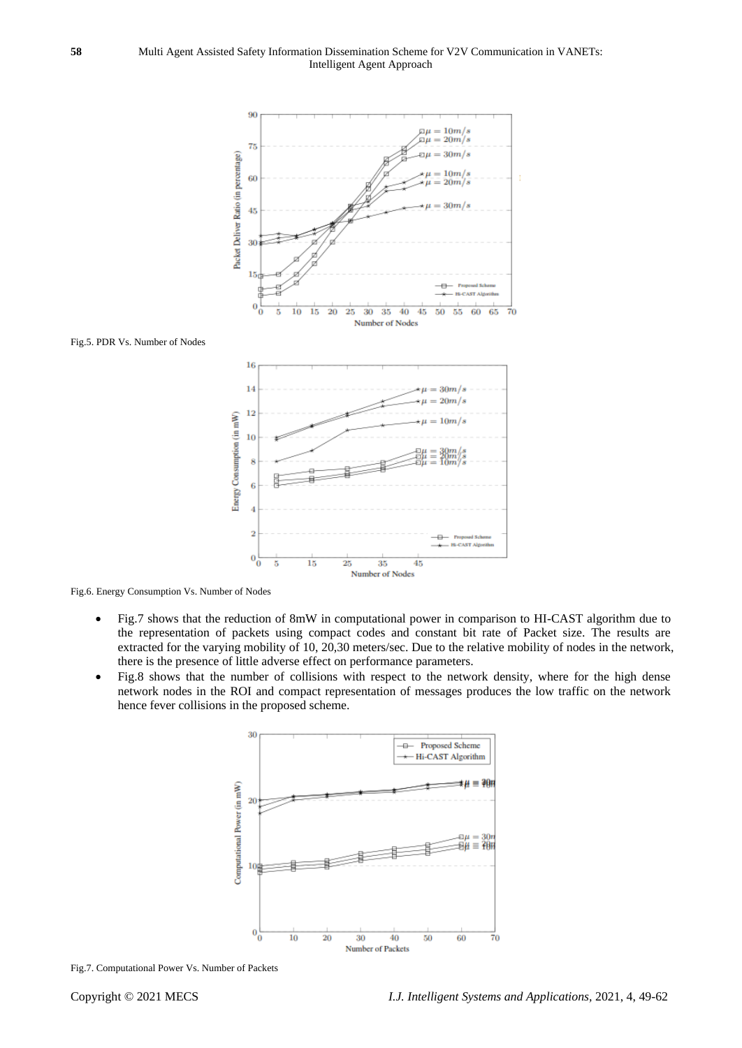Fig.5. PDR Vs. Number of Nodes

Fig.6. Energy Consumption Vs. Number of Nodes

- Fig.7 shows that the reduction of 8mW in computational power in comparison to HI-CAST algorithm due to the representation of packets using compact codes and constant bit rate of Packet size. The results are extracted for the varying mobility of 10, 20,30 meters/sec. Due to the relative mobility of nodes in the network, there is the presence of little adverse effect on performance parameters.
- Fig.8 shows that the number of collisions with respect to the network density, where for the high dense network nodes in the ROI and compact representation of messages produces the low traffic on the network hence fever collisions in the proposed scheme.

Fig.7. Computational Power Vs. Number of Packets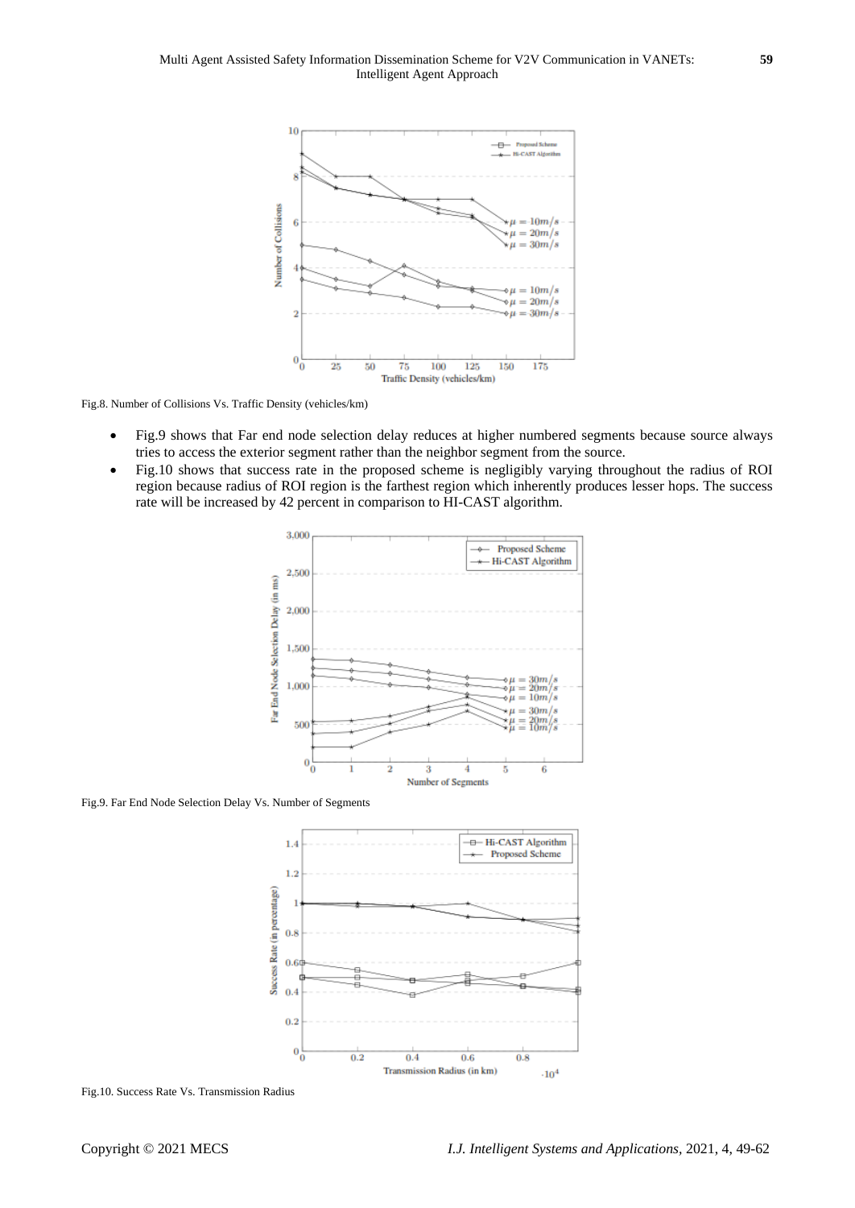Fig.8. Number of Collisions Vs. Traffic Density (vehicles/km)

- Fig.9 shows that Far end node selection delay reduces at higher numbered segments because source always tries to access the exterior segment rather than the neighbor segment from the source.
- Fig.10 shows that success rate in the proposed scheme is negligibly varying throughout the radius of ROI region because radius of ROI region is the farthest region which inherently produces lesser hops. The success rate will be increased by 42 percent in comparison to HI-CAST algorithm.

Fig.9. Far End Node Selection Delay Vs. Number of Segments

Fig.10. Success Rate Vs. Transmission Radius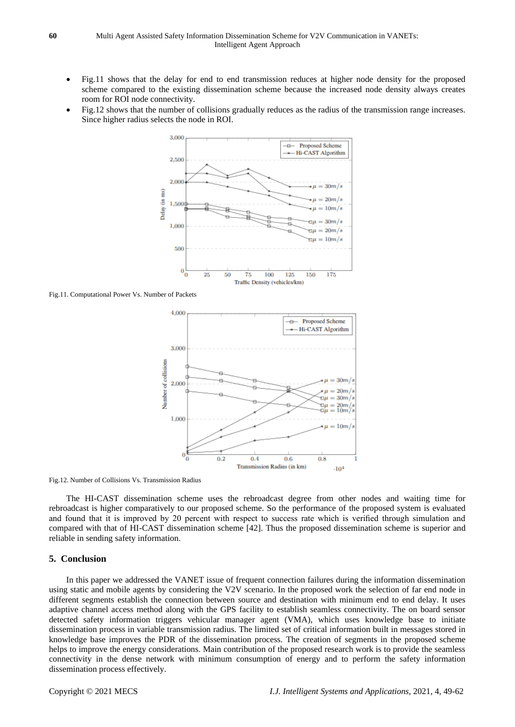- Fig.11 shows that the delay for end to end transmission reduces at higher node density for the proposed scheme compared to the existing dissemination scheme because the increased node density always creates room for ROI node connectivity.
- Fig.12 shows that the number of collisions gradually reduces as the radius of the transmission range increases. Since higher radius selects the node in ROI.

Fig.11. Computational Power Vs. Number of Packets

Fig.12. Number of Collisions Vs. Transmission Radius

The HI-CAST dissemination scheme uses the rebroadcast degree from other nodes and waiting time for rebroadcast is higher comparatively to our proposed scheme. So the performance of the proposed system is evaluated and found that it is improved by 20 percent with respect to success rate which is verified through simulation and compared with that of HI-CAST dissemination scheme [42]. Thus the proposed dissemination scheme is superior and reliable in sending safety information.

## 5. Conclusion

In this paper we addressed the VANET issue of frequent connection failures during the information dissemination using static and mobile agents by considering the V2V scenario. In the proposed work the selection of far end node in different segments establish the connection between source and destination with minimum end to end delay. It uses adaptive channel access method along with the GPS facility to establish seamless connectivity. The on board sensor detected safety information triggers vehicular manager agent (VMA), which uses knowledge base to initiate dissemination process in variable transmission radius. The limited set of critical information built in messages stored in knowledge base improves the PDR of the dissemination process. The creation of segments in the proposed scheme helps to improve the energy considerations. Main contribution of the proposed research work is to provide the seamless connectivity in the dense network with minimum consumption of energy and to perform the safety information dissemination process effectively.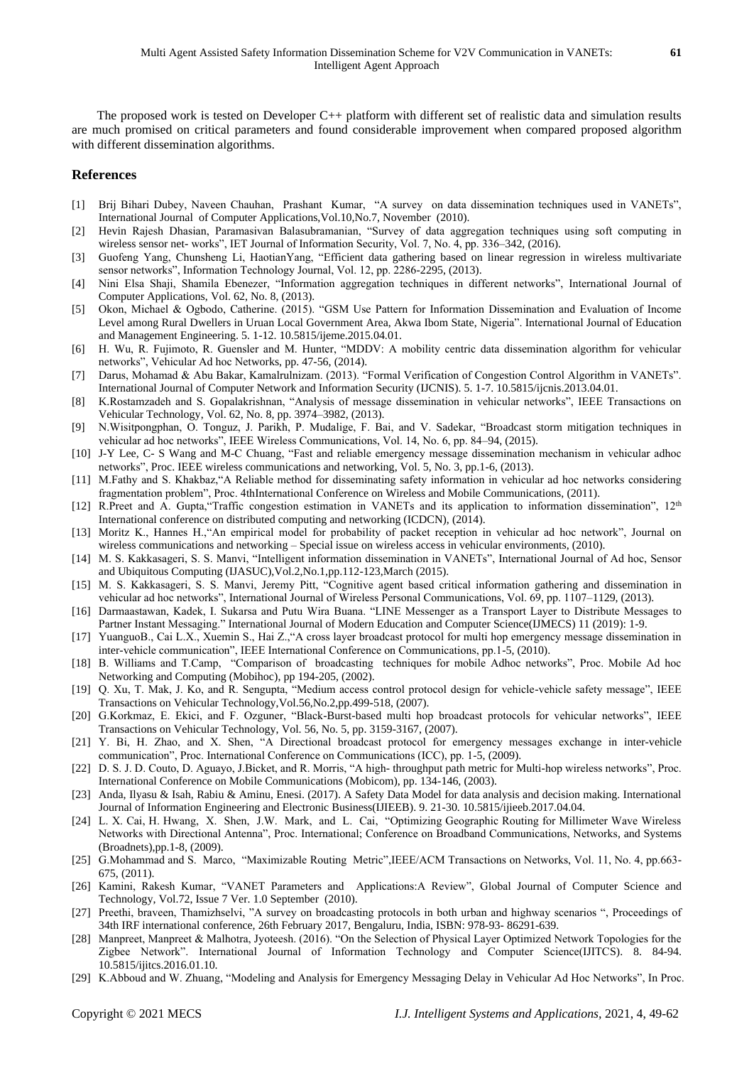The proposed work is tested on Developer C++ platform with different set of realistic data and simulation results are much promised on critical parameters and found considerable improvement when compared proposed algorithm with different dissemination algorithms.

## References

[1] Brij Bihari Dubey, Naveen Chauhan, Prashant Kumar, "A survey on data dissemination techniques used in VANETs", International Journal of Computer Applications,Vol.10,No.7, November (2010).

[2] Hevin Rajesh Dhasian, Paramasivan Balasubramanian, "Survey of data aggregation techniques using soft computing in wireless sensor net- works", IET Journal of Information Security, Vol. 7, No. 4, pp. 336–342, (2016).

[3] Guofeng Yang, Chunsheng Li, HaotianYang, "Efficient data gathering based on linear regression in wireless multivariate sensor networks", Information Technology Journal, Vol. 12, pp. 2286-2295, (2013).

[4] Nini Elsa Shaji, Shamila Ebenezer, "Information aggregation techniques in different networks", International Journal of Computer Applications, Vol. 62, No. 8, (2013).

[5] Okon, Michael & Ogbodo, Catherine. (2015). "GSM Use Pattern for Information Dissemination and Evaluation of Income Level among Rural Dwellers in Uruan Local Government Area, Akwa Ibom State, Nigeria". International Journal of Education and Management Engineering. 5. 1-12. 10.5815/ijeme.2015.04.01.

[6] H. Wu, R. Fujimoto, R. Guensler and M. Hunter, "MDDV: A mobility centric data dissemination algorithm for vehicular networks", Vehicular Ad hoc Networks, pp. 47-56, (2014).

[7] Darus, Mohamad & Abu Bakar, Kamalrulnizam. (2013). "Formal Verification of Congestion Control Algorithm in VANETs". International Journal of Computer Network and Information Security (IJCNIS). 5. 1-7. 10.5815/ijcnis.2013.04.01.

[8] K.Rostamzadeh and S. Gopalakrishnan, "Analysis of message dissemination in vehicular networks", IEEE Transactions on Vehicular Technology, Vol. 62, No. 8, pp. 3974–3982, (2013).

[9] N.Wisitpongphan, O. Tonguz, J. Parikh, P. Mudalige, F. Bai, and V. Sadekar, "Broadcast storm mitigation techniques in vehicular ad hoc networks", IEEE Wireless Communications, Vol. 14, No. 6, pp. 84–94, (2015).

[10] J-Y Lee, C- S Wang and M-C Chuang, "Fast and reliable emergency message dissemination mechanism in vehicular adhoc networks", Proc. IEEE wireless communications and networking, Vol. 5, No. 3, pp.1-6, (2013).

[11] M.Fathy and S. Khakbaz,"A Reliable method for disseminating safety information in vehicular ad hoc networks considering fragmentation problem", Proc. 4thInternational Conference on Wireless and Mobile Communications, (2011).

[12] R.Preet and A. Gupta,"Traffic congestion estimation in VANETs and its application to information dissemination", 12th International conference on distributed computing and networking (ICDCN), (2014).

[13] Moritz K., Hannes H.,"An empirical model for probability of packet reception in vehicular ad hoc network", Journal on wireless communications and networking – Special issue on wireless access in vehicular environments, (2010).

[14] M. S. Kakkasageri, S. S. Manvi, "Intelligent information dissemination in VANETs", International Journal of Ad hoc, Sensor and Ubiquitous Computing (IJASUC),Vol.2,No.1,pp.112-123,March (2015).

[15] M. S. Kakkasageri, S. S. Manvi, Jeremy Pitt, "Cognitive agent based critical information gathering and dissemination in vehicular ad hoc networks", International Journal of Wireless Personal Communications, Vol. 69, pp. 1107–1129, (2013).

[16] Darmaastawan, Kadek, I. Sukarsa and Putu Wira Buana. "LINE Messenger as a Transport Layer to Distribute Messages to Partner Instant Messaging." International Journal of Modern Education and Computer Science(IJMECS) 11 (2019): 1-9.

[17] YuanguoB., Cai L.X., Xuemin S., Hai Z.,"A cross layer broadcast protocol for multi hop emergency message dissemination in inter-vehicle communication", IEEE International Conference on Communications, pp.1-5, (2010).

[18] B. Williams and T.Camp, "Comparison of broadcasting techniques for mobile Adhoc networks", Proc. Mobile Ad hoc Networking and Computing (Mobihoc), pp 194-205, (2002).

[19] Q. Xu, T. Mak, J. Ko, and R. Sengupta, "Medium access control protocol design for vehicle-vehicle safety message", IEEE Transactions on Vehicular Technology,Vol.56,No.2,pp.499-518, (2007).

[20] G.Korkmaz, E. Ekici, and F. Ozguner, "Black-Burst-based multi hop broadcast protocols for vehicular networks", IEEE Transactions on Vehicular Technology, Vol. 56, No. 5, pp. 3159-3167, (2007).

[21] Y. Bi, H. Zhao, and X. Shen, "A Directional broadcast protocol for emergency messages exchange in inter-vehicle communication", Proc. International Conference on Communications (ICC), pp. 1-5, (2009).

[22] D. S. J. D. Couto, D. Aguayo, J.Bicket, and R. Morris, "A high- throughput path metric for Multi-hop wireless networks", Proc. International Conference on Mobile Communications (Mobicom), pp. 134-146, (2003).

[23] Anda, Ilyasu & Isah, Rabiu & Aminu, Enesi. (2017). A Safety Data Model for data analysis and decision making. International Journal of Information Engineering and Electronic Business(IJIEEB). 9. 21-30. 10.5815/ijieeb.2017.04.04.

[24] L. X. Cai, H. Hwang, X. Shen, J.W. Mark, and L. Cai, "Optimizing Geographic Routing for Millimeter Wave Wireless Networks with Directional Antenna", Proc. International; Conference on Broadband Communications, Networks, and Systems (Broadnets),pp.1-8, (2009).

[25] G.Mohammad and S. Marco, "Maximizable Routing Metric",IEEE/ACM Transactions on Networks, Vol. 11, No. 4, pp.663-675, (2011).

[26] Kamini, Rakesh Kumar, "VANET Parameters and Applications:A Review", Global Journal of Computer Science and Technology, Vol.72, Issue 7 Ver. 1.0 September (2010).

[27] Preethi, braveen, Thamizhselvi, "A survey on broadcasting protocols in both urban and highway scenarios ", Proceedings of 34th IRF international conference, 26th February 2017, Bengaluru, India, ISBN: 978-93- 86291-639.

[28] Manpreet, Manpreet & Malhotra, Jyoteesh. (2016). "On the Selection of Physical Layer Optimized Network Topologies for the Zigbee Network". International Journal of Information Technology and Computer Science(IJITCS). 8. 84-94. 10.5815/ijitcs.2016.01.10.

[29] K.Abboud and W. Zhuang, "Modeling and Analysis for Emergency Messaging Delay in Vehicular Ad Hoc Networks", In Proc.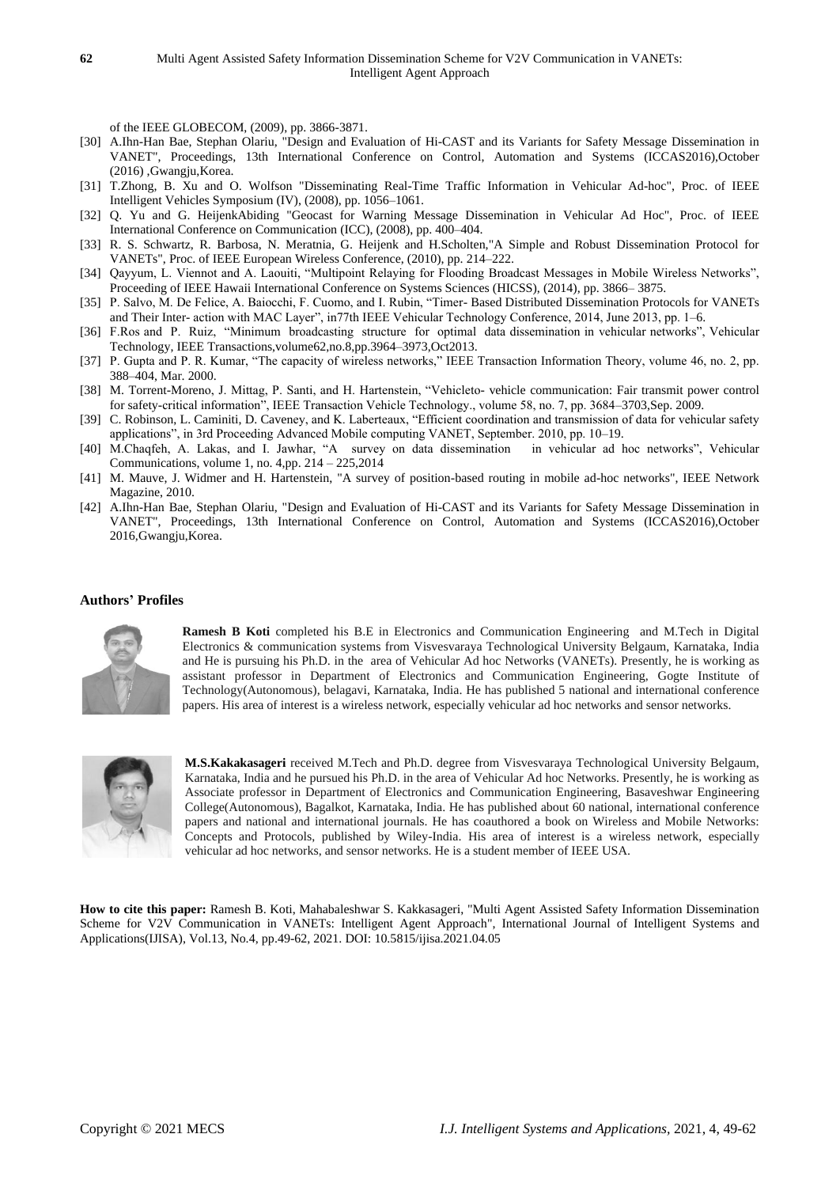of the IEEE GLOBECOM, (2009), pp. 3866-3871.

[30] A.Ihn-Han Bae, Stephan Olariu, "Design and Evaluation of Hi-CAST and its Variants for Safety Message Dissemination in VANET", Proceedings, 13th International Conference on Control, Automation and Systems (ICCAS2016),October (2016) ,Gwangju,Korea.

[31] T.Zhong, B. Xu and O. Wolfson "Disseminating Real-Time Traffic Information in Vehicular Ad-hoc", Proc. of IEEE Intelligent Vehicles Symposium (IV), (2008), pp. 1056–1061.

[32] Q. Yu and G. HeijenkAbiding "Geocast for Warning Message Dissemination in Vehicular Ad Hoc", Proc. of IEEE International Conference on Communication (ICC), (2008), pp. 400–404.

[33] R. S. Schwartz, R. Barbosa, N. Meratnia, G. Heijenk and H.Scholten,"A Simple and Robust Dissemination Protocol for VANETs", Proc. of IEEE European Wireless Conference, (2010), pp. 214–222.

[34] Qayyum, L. Viennot and A. Laouiti, "Multipoint Relaying for Flooding Broadcast Messages in Mobile Wireless Networks", Proceeding of IEEE Hawaii International Conference on Systems Sciences (HICSS), (2014), pp. 3866– 3875.

[35] P. Salvo, M. De Felice, A. Baiocchi, F. Cuomo, and I. Rubin, "Timer- Based Distributed Dissemination Protocols for VANETs and Their Inter- action with MAC Layer", in77th IEEE Vehicular Technology Conference, 2014, June 2013, pp. 1–6.

[36] F.Ros and P. Ruiz, "Minimum broadcasting structure for optimal data dissemination in vehicular networks", Vehicular Technology, IEEE Transactions,volume62,no.8,pp.3964–3973,Oct2013.

[37] P. Gupta and P. R. Kumar, "The capacity of wireless networks," IEEE Transaction Information Theory, volume 46, no. 2, pp. 388–404, Mar. 2000.

[38] M. Torrent-Moreno, J. Mittag, P. Santi, and H. Hartenstein, "Vehicleto- vehicle communication: Fair transmit power control for safety-critical information", IEEE Transaction Vehicle Technology., volume 58, no. 7, pp. 3684–3703,Sep. 2009.

[39] C. Robinson, L. Caminiti, D. Caveney, and K. Laberteaux, "Efficient coordination and transmission of data for vehicular safety applications", in 3rd Proceeding Advanced Mobile computing VANET, September. 2010, pp. 10–19.

[40] M.Chaqfeh, A. Lakas, and I. Jawhar, "A survey on data dissemination in vehicular ad hoc networks", Vehicular Communications, volume 1, no. 4,pp. 214 – 225,2014

[41] M. Mauve, J. Widmer and H. Hartenstein, "A survey of position-based routing in mobile ad-hoc networks", IEEE Network Magazine, 2010.

[42] A.Ihn-Han Bae, Stephan Olariu, "Design and Evaluation of Hi-CAST and its Variants for Safety Message Dissemination in VANET", Proceedings, 13th International Conference on Control, Automation and Systems (ICCAS2016),October 2016,Gwangju,Korea.

## Authors' Profiles

**Ramesh B Koti** completed his B.E in Electronics and Communication Engineering and M.Tech in Digital Electronics & communication systems from Visvesvaraya Technological University Belgaum, Karnataka, India and He is pursuing his Ph.D. in the area of Vehicular Ad hoc Networks (VANETs). Presently, he is working as assistant professor in Department of Electronics and Communication Engineering, Gogte Institute of Technology(Autonomous), belagavi, Karnataka, India. He has published 5 national and international conference papers. His area of interest is a wireless network, especially vehicular ad hoc networks and sensor networks.

**M.S.Kakakasageri** received M.Tech and Ph.D. degree from Visvesvaraya Technological University Belgaum, Karnataka, India and he pursued his Ph.D. in the area of Vehicular Ad hoc Networks. Presently, he is working as Associate professor in Department of Electronics and Communication Engineering, Basaveshwar Engineering College(Autonomous), Bagalkot, Karnataka, India. He has published about 60 national, international conference papers and national and international journals. He has coauthored a book on Wireless and Mobile Networks: Concepts and Protocols, published by Wiley-India. His area of interest is a wireless network, especially vehicular ad hoc networks, and sensor networks. He is a student member of IEEE USA.

**How to cite this paper:** Ramesh B. Koti, Mahabaleshwar S. Kakkasageri, "Multi Agent Assisted Safety Information Dissemination Scheme for V2V Communication in VANETs: Intelligent Agent Approach", International Journal of Intelligent Systems and Applications(IJISA), Vol.13, No.4, pp.49-62, 2021. DOI: 10.5815/ijisa.2021.04.05